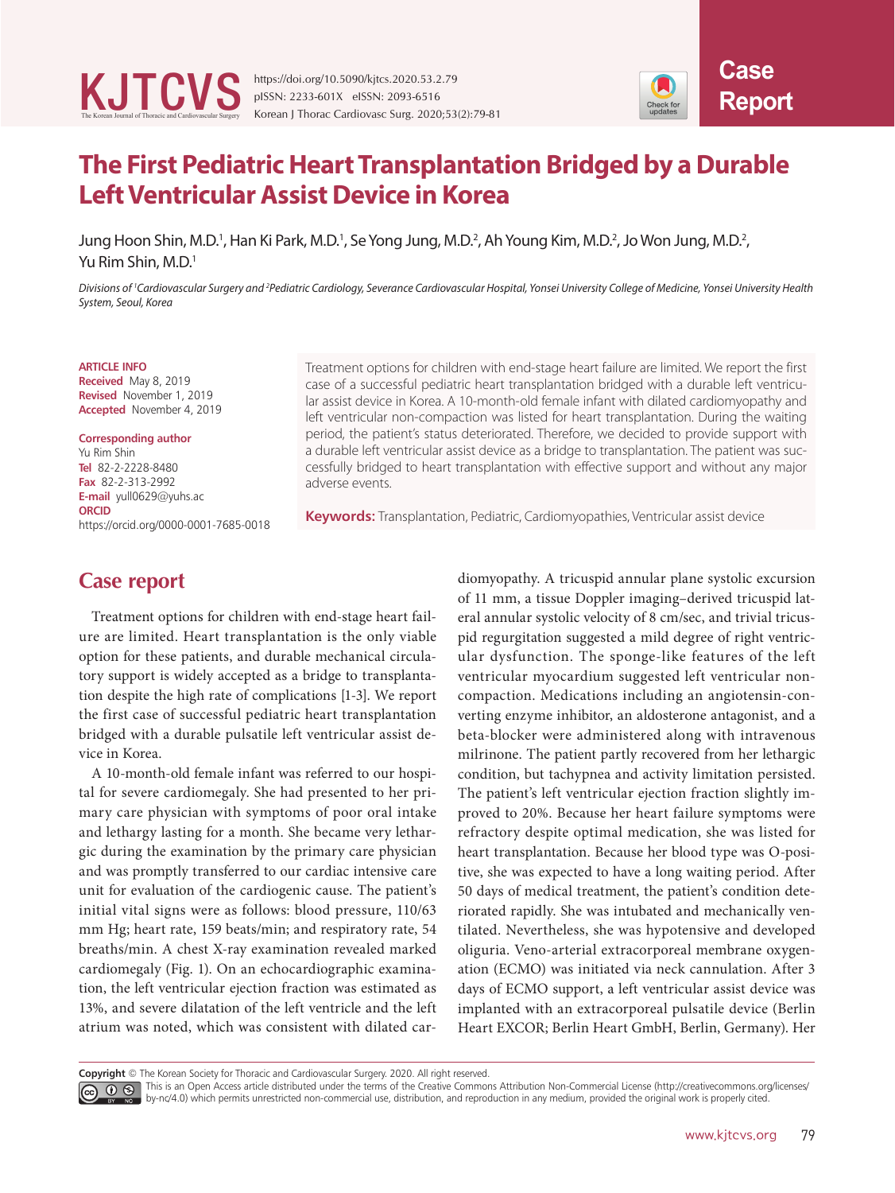# The First Pediatric Heart Transplantation Bridged by a Durable Left Ventricular Assist Device in Korea

Jung Hoon Shin, M.D.[1], Han Ki Park, M.D.[1], Se Yong Jung, M.D.[2], Ah Young Kim, M.D.[2], Jo Won Jung, M.D.[2], Yu Rim Shin, M.D.[1]

*Divisions of [1]Cardiovascular Surgery and [2]Pediatric Cardiology, Severance Cardiovascular Hospital, Yonsei University College of Medicine, Yonsei University Health System, Seoul, Korea*

**ARTICLE INFO**
**Received** May 8, 2019
**Revised** November 1, 2019
**Accepted** November 4, 2019

**Corresponding author**
Yu Rim Shin
**Tel** 82-2-2228-8480
**Fax** 82-2-313-2992
**E-mail** yull0629@yuhs.ac
**ORCID**
https://orcid.org/0000-0001-7685-0018

Treatment options for children with end-stage heart failure are limited. We report the first case of a successful pediatric heart transplantation bridged with a durable left ventricular assist device in Korea. A 10-month-old female infant with dilated cardiomyopathy and left ventricular non-compaction was listed for heart transplantation. During the waiting period, the patient's status deteriorated. Therefore, we decided to provide support with a durable left ventricular assist device as a bridge to transplantation. The patient was successfully bridged to heart transplantation with effective support and without any major adverse events.

**Keywords:** Transplantation, Pediatric, Cardiomyopathies, Ventricular assist device

## Case report

Treatment options for children with end-stage heart failure are limited. Heart transplantation is the only viable option for these patients, and durable mechanical circulatory support is widely accepted as a bridge to transplantation despite the high rate of complications [1-3]. We report the first case of successful pediatric heart transplantation bridged with a durable pulsatile left ventricular assist device in Korea.

A 10-month-old female infant was referred to our hospital for severe cardiomegaly. She had presented to her primary care physician with symptoms of poor oral intake and lethargy lasting for a month. She became very lethargic during the examination by the primary care physician and was promptly transferred to our cardiac intensive care unit for evaluation of the cardiogenic cause. The patient's initial vital signs were as follows: blood pressure, 110/63 mm Hg; heart rate, 159 beats/min; and respiratory rate, 54 breaths/min. A chest X-ray examination revealed marked cardiomegaly (Fig. 1). On an echocardiographic examination, the left ventricular ejection fraction was estimated as 13%, and severe dilatation of the left ventricle and the left atrium was noted, which was consistent with dilated cardiomyopathy. A tricuspid annular plane systolic excursion of 11 mm, a tissue Doppler imaging–derived tricuspid lateral annular systolic velocity of 8 cm/sec, and trivial tricuspid regurgitation suggested a mild degree of right ventricular dysfunction. The sponge-like features of the left ventricular myocardium suggested left ventricular non-compaction. Medications including an angiotensin-converting enzyme inhibitor, an aldosterone antagonist, and a beta-blocker were administered along with intravenous milrinone. The patient partly recovered from her lethargic condition, but tachypnea and activity limitation persisted. The patient's left ventricular ejection fraction slightly improved to 20%. Because her heart failure symptoms were refractory despite optimal medication, she was listed for heart transplantation. Because her blood type was O-positive, she was expected to have a long waiting period. After 50 days of medical treatment, the patient's condition deteriorated rapidly. She was intubated and mechanically ventilated. Nevertheless, she was hypotensive and developed oliguria. Veno-arterial extracorporeal membrane oxygenation (ECMO) was initiated via neck cannulation. After 3 days of ECMO support, a left ventricular assist device was implanted with an extracorporeal pulsatile device (Berlin Heart EXCOR; Berlin Heart GmbH, Berlin, Germany). Her

**Copyright** © The Korean Society for Thoracic and Cardiovascular Surgery. 2020. All right reserved.
This is an Open Access article distributed under the terms of the Creative Commons Attribution Non-Commercial License (http://creativecommons.org/licenses/by-nc/4.0) which permits unrestricted non-commercial use, distribution, and reproduction in any medium, provided the original work is properly cited.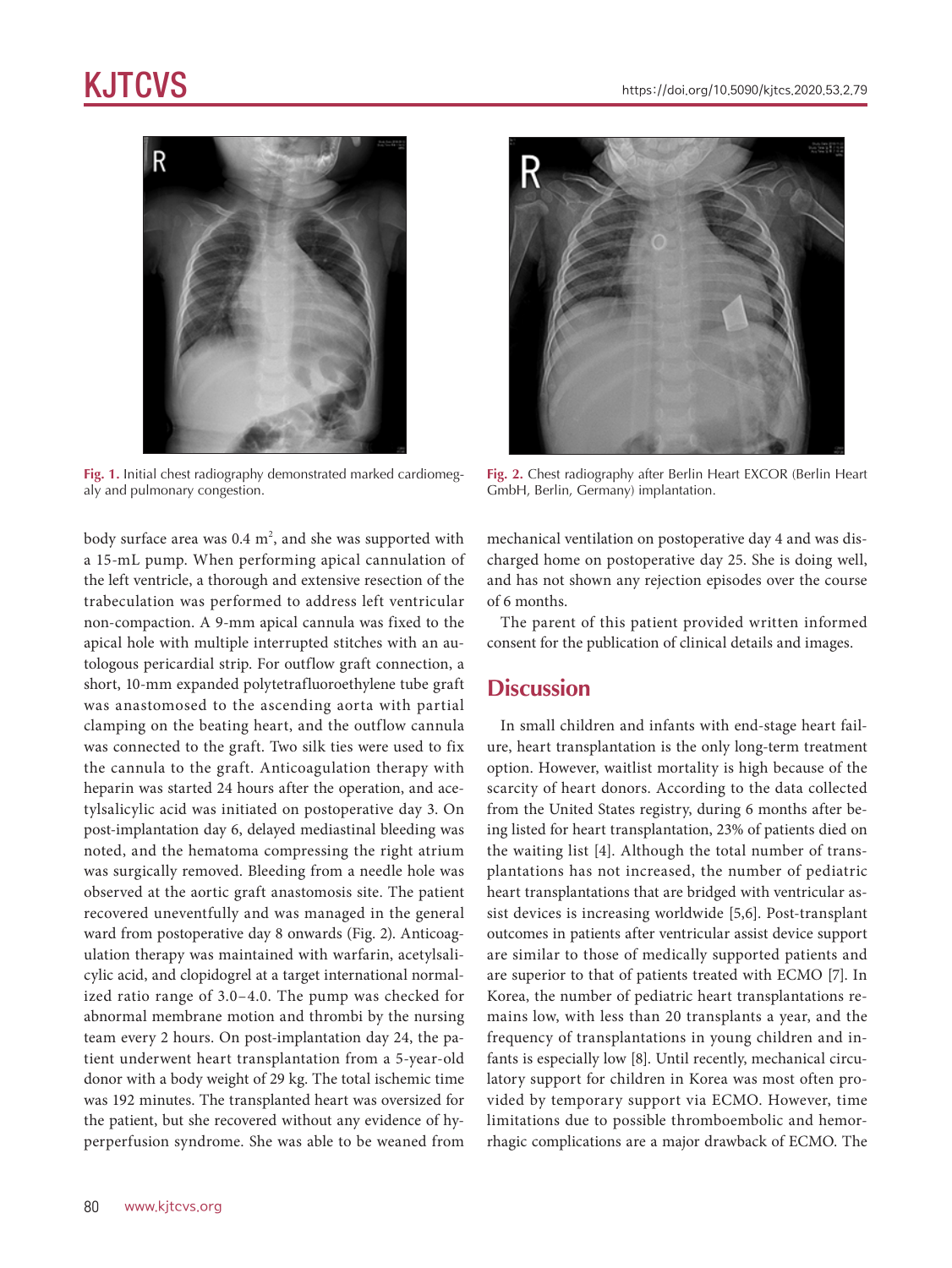Fig. 1. Initial chest radiography demonstrated marked cardiomegaly and pulmonary congestion.

Fig. 2. Chest radiography after Berlin Heart EXCOR (Berlin Heart GmbH, Berlin, Germany) implantation.

body surface area was 0.4 $m^2$, and she was supported with a 15-mL pump. When performing apical cannulation of the left ventricle, a thorough and extensive resection of the trabeculation was performed to address left ventricular non-compaction. A 9-mm apical cannula was fixed to the apical hole with multiple interrupted stitches with an autologous pericardial strip. For outflow graft connection, a short, 10-mm expanded polytetrafluoroethylene tube graft was anastomosed to the ascending aorta with partial clamping on the beating heart, and the outflow cannula was connected to the graft. Two silk ties were used to fix the cannula to the graft. Anticoagulation therapy with heparin was started 24 hours after the operation, and acetylsalicylic acid was initiated on postoperative day 3. On post-implantation day 6, delayed mediastinal bleeding was noted, and the hematoma compressing the right atrium was surgically removed. Bleeding from a needle hole was observed at the aortic graft anastomosis site. The patient recovered uneventfully and was managed in the general ward from postoperative day 8 onwards (Fig. 2). Anticoagulation therapy was maintained with warfarin, acetylsalicylic acid, and clopidogrel at a target international normalized ratio range of 3.0–4.0. The pump was checked for abnormal membrane motion and thrombi by the nursing team every 2 hours. On post-implantation day 24, the patient underwent heart transplantation from a 5-year-old donor with a body weight of 29 kg. The total ischemic time was 192 minutes. The transplanted heart was oversized for the patient, but she recovered without any evidence of hyperperfusion syndrome. She was able to be weaned from mechanical ventilation on postoperative day 4 and was discharged home on postoperative day 25. She is doing well, and has not shown any rejection episodes over the course of 6 months.

The parent of this patient provided written informed consent for the publication of clinical details and images.

## Discussion

In small children and infants with end-stage heart failure, heart transplantation is the only long-term treatment option. However, waitlist mortality is high because of the scarcity of heart donors. According to the data collected from the United States registry, during 6 months after being listed for heart transplantation, 23% of patients died on the waiting list [4]. Although the total number of transplantations has not increased, the number of pediatric heart transplantations that are bridged with ventricular assist devices is increasing worldwide [5,6]. Post-transplant outcomes in patients after ventricular assist device support are similar to those of medically supported patients and are superior to that of patients treated with ECMO [7]. In Korea, the number of pediatric heart transplantations remains low, with less than 20 transplants a year, and the frequency of transplantations in young children and infants is especially low [8]. Until recently, mechanical circulatory support for children in Korea was most often provided by temporary support via ECMO. However, time limitations due to possible thromboembolic and hemorrhagic complications are a major drawback of ECMO. The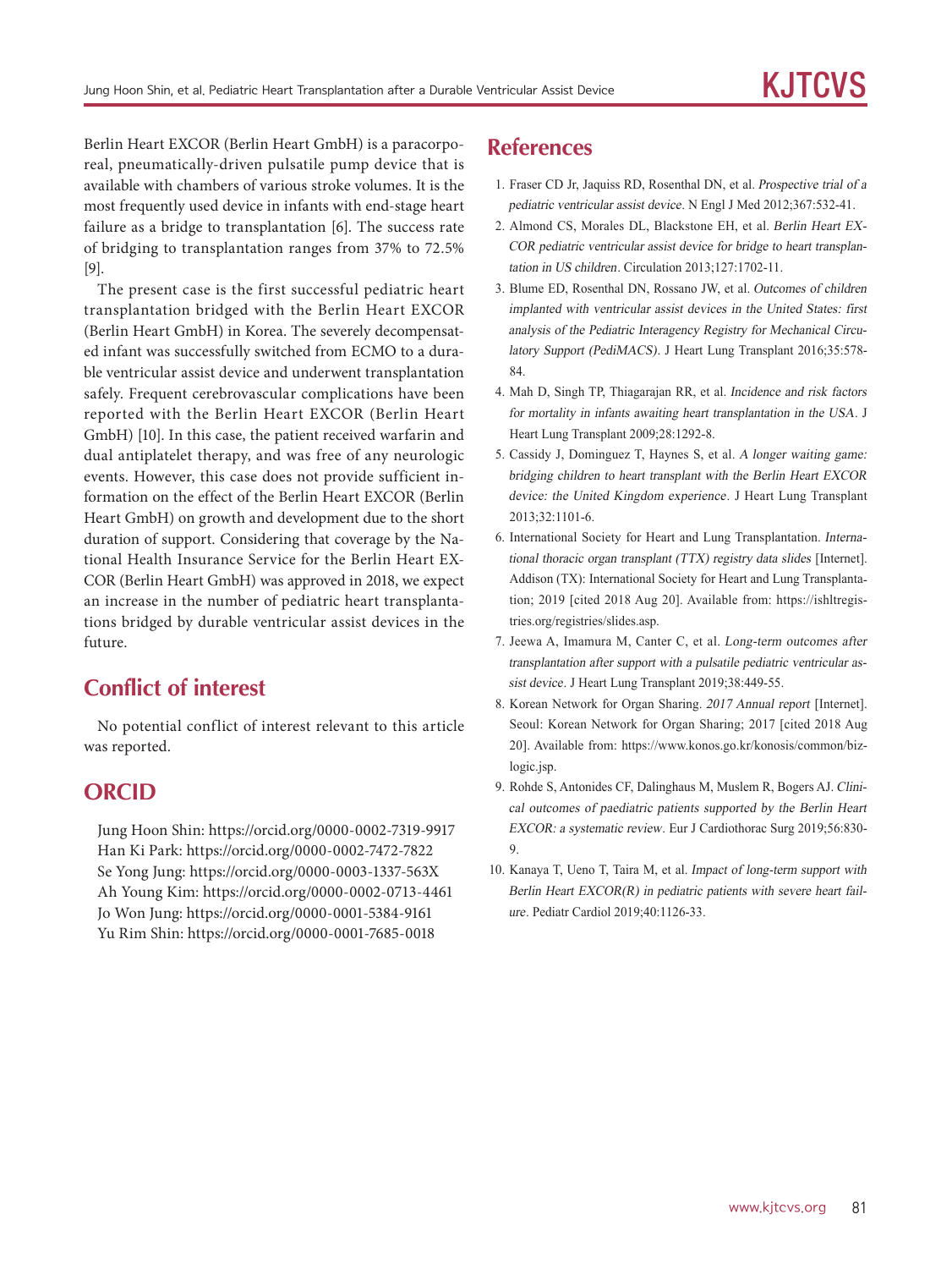Berlin Heart EXCOR (Berlin Heart GmbH) is a paracorporeal, pneumatically-driven pulsatile pump device that is available with chambers of various stroke volumes. It is the most frequently used device in infants with end-stage heart failure as a bridge to transplantation [6]. The success rate of bridging to transplantation ranges from 37% to 72.5% [9].

The present case is the first successful pediatric heart transplantation bridged with the Berlin Heart EXCOR (Berlin Heart GmbH) in Korea. The severely decompensated infant was successfully switched from ECMO to a durable ventricular assist device and underwent transplantation safely. Frequent cerebrovascular complications have been reported with the Berlin Heart EXCOR (Berlin Heart GmbH) [10]. In this case, the patient received warfarin and dual antiplatelet therapy, and was free of any neurologic events. However, this case does not provide sufficient information on the effect of the Berlin Heart EXCOR (Berlin Heart GmbH) on growth and development due to the short duration of support. Considering that coverage by the National Health Insurance Service for the Berlin Heart EXCOR (Berlin Heart GmbH) was approved in 2018, we expect an increase in the number of pediatric heart transplantations bridged by durable ventricular assist devices in the future.

## Conflict of interest

No potential conflict of interest relevant to this article was reported.

## ORCID

Jung Hoon Shin: https://orcid.org/0000-0002-7319-9917
Han Ki Park: https://orcid.org/0000-0002-7472-7822
Se Yong Jung: https://orcid.org/0000-0003-1337-563X
Ah Young Kim: https://orcid.org/0000-0002-0713-4461
Jo Won Jung: https://orcid.org/0000-0001-5384-9161
Yu Rim Shin: https://orcid.org/0000-0001-7685-0018

## References

1. Fraser CD Jr, Jaquiss RD, Rosenthal DN, et al. *Prospective trial of a pediatric ventricular assist device*. N Engl J Med 2012;367:532-41.
2. Almond CS, Morales DL, Blackstone EH, et al. *Berlin Heart EXCOR pediatric ventricular assist device for bridge to heart transplantation in US children*. Circulation 2013;127:1702-11.
3. Blume ED, Rosenthal DN, Rossano JW, et al. *Outcomes of children implanted with ventricular assist devices in the United States: first analysis of the Pediatric Interagency Registry for Mechanical Circulatory Support (PediMACS)*. J Heart Lung Transplant 2016;35:578-84.
4. Mah D, Singh TP, Thiagarajan RR, et al. *Incidence and risk factors for mortality in infants awaiting heart transplantation in the USA*. J Heart Lung Transplant 2009;28:1292-8.
5. Cassidy J, Dominguez T, Haynes S, et al. *A longer waiting game: bridging children to heart transplant with the Berlin Heart EXCOR device: the United Kingdom experience*. J Heart Lung Transplant 2013;32:1101-6.
6. International Society for Heart and Lung Transplantation. *International thoracic organ transplant (TTX) registry data slides* [Internet]. Addison (TX): International Society for Heart and Lung Transplantation; 2019 [cited 2018 Aug 20]. Available from: https://ishltregistries.org/registries/slides.asp.
7. Jeewa A, Imamura M, Canter C, et al. *Long-term outcomes after transplantation after support with a pulsatile pediatric ventricular assist device*. J Heart Lung Transplant 2019;38:449-55.
8. Korean Network for Organ Sharing. *2017 Annual report* [Internet]. Seoul: Korean Network for Organ Sharing; 2017 [cited 2018 Aug 20]. Available from: https://www.konos.go.kr/konosis/common/bizlogic.jsp.
9. Rohde S, Antonides CF, Dalinghaus M, Muslem R, Bogers AJ. *Clinical outcomes of paediatric patients supported by the Berlin Heart EXCOR: a systematic review*. Eur J Cardiothorac Surg 2019;56:830-9.
10. Kanaya T, Ueno T, Taira M, et al. *Impact of long-term support with Berlin Heart EXCOR(R) in pediatric patients with severe heart failure*. Pediatr Cardiol 2019;40:1126-33.